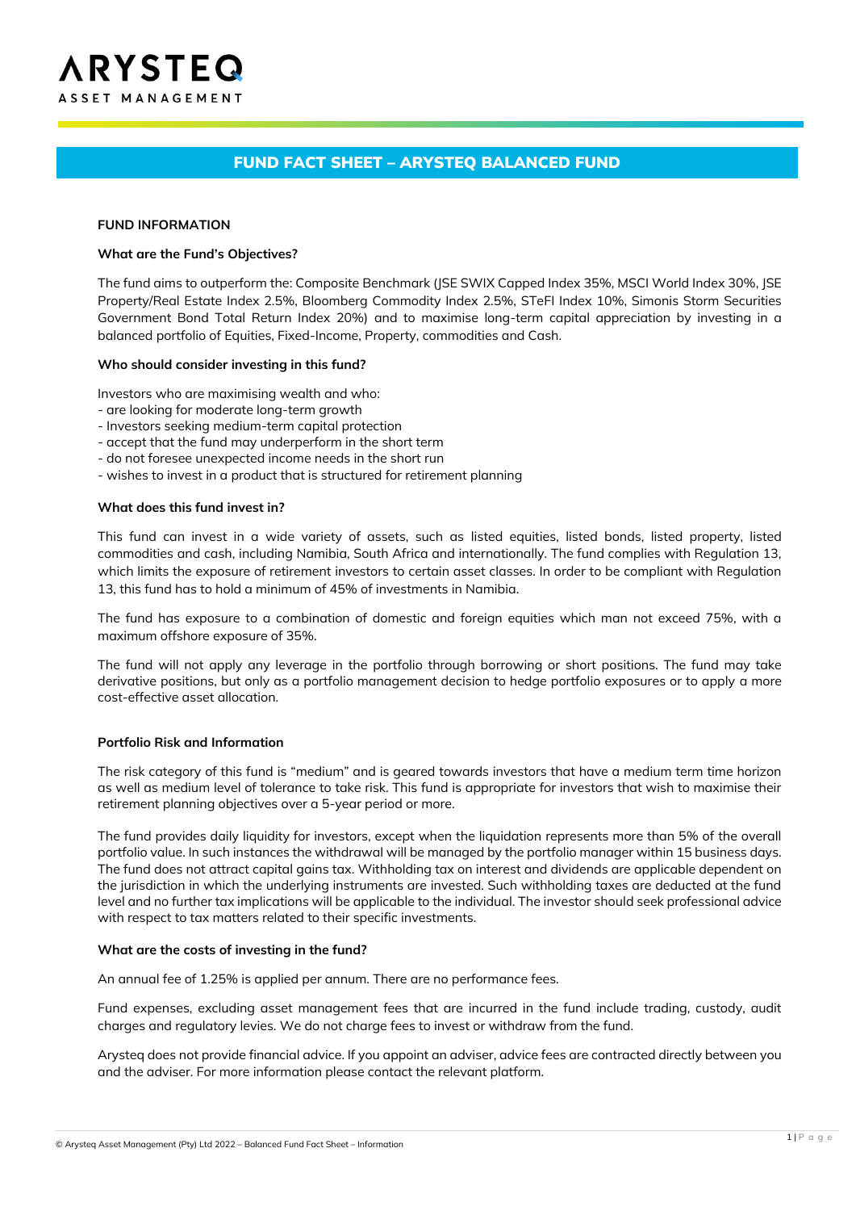ARYSTEQ
ASSET MANAGEMENT

# FUND FACT SHEET – ARYSTEQ BALANCED FUND

## FUND INFORMATION

### What are the Fund's Objectives?

The fund aims to outperform the: Composite Benchmark (JSE SWIX Capped Index 35%, MSCI World Index 30%, JSE Property/Real Estate Index 2.5%, Bloomberg Commodity Index 2.5%, STeFI Index 10%, Simonis Storm Securities Government Bond Total Return Index 20%) and to maximise long-term capital appreciation by investing in a balanced portfolio of Equities, Fixed-Income, Property, commodities and Cash.

### Who should consider investing in this fund?

Investors who are maximising wealth and who:
- are looking for moderate long-term growth
- Investors seeking medium-term capital protection
- accept that the fund may underperform in the short term
- do not foresee unexpected income needs in the short run
- wishes to invest in a product that is structured for retirement planning

### What does this fund invest in?

This fund can invest in a wide variety of assets, such as listed equities, listed bonds, listed property, listed commodities and cash, including Namibia, South Africa and internationally. The fund complies with Regulation 13, which limits the exposure of retirement investors to certain asset classes. In order to be compliant with Regulation 13, this fund has to hold a minimum of 45% of investments in Namibia.

The fund has exposure to a combination of domestic and foreign equities which man not exceed 75%, with a maximum offshore exposure of 35%.

The fund will not apply any leverage in the portfolio through borrowing or short positions. The fund may take derivative positions, but only as a portfolio management decision to hedge portfolio exposures or to apply a more cost-effective asset allocation.

### Portfolio Risk and Information

The risk category of this fund is "medium" and is geared towards investors that have a medium term time horizon as well as medium level of tolerance to take risk. This fund is appropriate for investors that wish to maximise their retirement planning objectives over a 5-year period or more.

The fund provides daily liquidity for investors, except when the liquidation represents more than 5% of the overall portfolio value. In such instances the withdrawal will be managed by the portfolio manager within 15 business days. The fund does not attract capital gains tax. Withholding tax on interest and dividends are applicable dependent on the jurisdiction in which the underlying instruments are invested. Such withholding taxes are deducted at the fund level and no further tax implications will be applicable to the individual. The investor should seek professional advice with respect to tax matters related to their specific investments.

### What are the costs of investing in the fund?

An annual fee of 1.25% is applied per annum. There are no performance fees.

Fund expenses, excluding asset management fees that are incurred in the fund include trading, custody, audit charges and regulatory levies. We do not charge fees to invest or withdraw from the fund.

Arysteq does not provide financial advice. If you appoint an adviser, advice fees are contracted directly between you and the adviser. For more information please contact the relevant platform.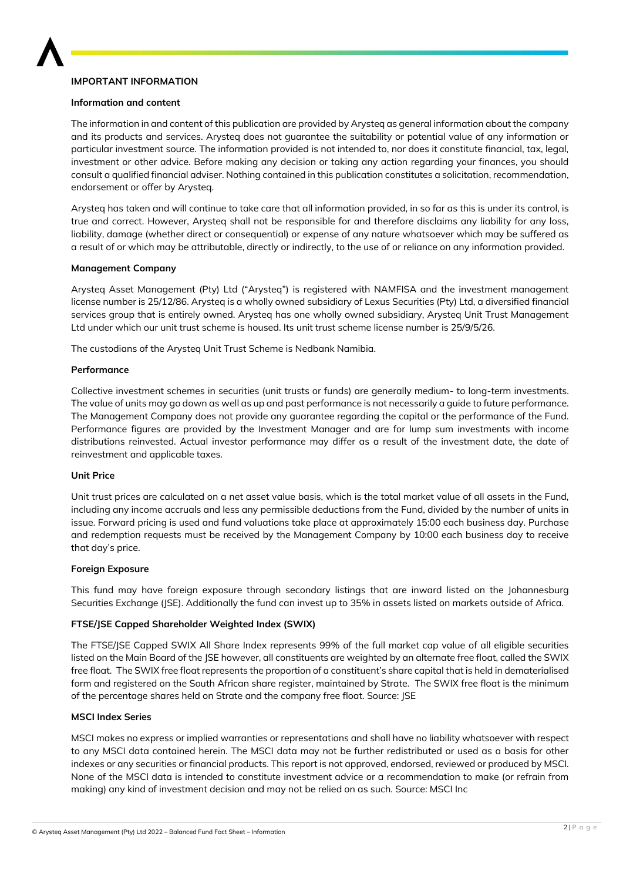# IMPORTANT INFORMATION

## Information and content

The information in and content of this publication are provided by Arysteq as general information about the company and its products and services. Arysteq does not guarantee the suitability or potential value of any information or particular investment source. The information provided is not intended to, nor does it constitute financial, tax, legal, investment or other advice. Before making any decision or taking any action regarding your finances, you should consult a qualified financial adviser. Nothing contained in this publication constitutes a solicitation, recommendation, endorsement or offer by Arysteq.

Arysteq has taken and will continue to take care that all information provided, in so far as this is under its control, is true and correct. However, Arysteq shall not be responsible for and therefore disclaims any liability for any loss, liability, damage (whether direct or consequential) or expense of any nature whatsoever which may be suffered as a result of or which may be attributable, directly or indirectly, to the use of or reliance on any information provided.

## Management Company

Arysteq Asset Management (Pty) Ltd ("Arysteq") is registered with NAMFISA and the investment management license number is 25/12/86. Arysteq is a wholly owned subsidiary of Lexus Securities (Pty) Ltd, a diversified financial services group that is entirely owned. Arysteq has one wholly owned subsidiary, Arysteq Unit Trust Management Ltd under which our unit trust scheme is housed. Its unit trust scheme license number is 25/9/5/26.

The custodians of the Arysteq Unit Trust Scheme is Nedbank Namibia.

## Performance

Collective investment schemes in securities (unit trusts or funds) are generally medium- to long-term investments. The value of units may go down as well as up and past performance is not necessarily a guide to future performance. The Management Company does not provide any guarantee regarding the capital or the performance of the Fund. Performance figures are provided by the Investment Manager and are for lump sum investments with income distributions reinvested. Actual investor performance may differ as a result of the investment date, the date of reinvestment and applicable taxes.

## Unit Price

Unit trust prices are calculated on a net asset value basis, which is the total market value of all assets in the Fund, including any income accruals and less any permissible deductions from the Fund, divided by the number of units in issue. Forward pricing is used and fund valuations take place at approximately 15:00 each business day. Purchase and redemption requests must be received by the Management Company by 10:00 each business day to receive that day's price.

## Foreign Exposure

This fund may have foreign exposure through secondary listings that are inward listed on the Johannesburg Securities Exchange (JSE). Additionally the fund can invest up to 35% in assets listed on markets outside of Africa.

## FTSE/JSE Capped Shareholder Weighted Index (SWIX)

The FTSE/JSE Capped SWIX All Share Index represents 99% of the full market cap value of all eligible securities listed on the Main Board of the JSE however, all constituents are weighted by an alternate free float, called the SWIX free float. The SWIX free float represents the proportion of a constituent's share capital that is held in dematerialised form and registered on the South African share register, maintained by Strate. The SWIX free float is the minimum of the percentage shares held on Strate and the company free float. Source: JSE

## MSCI Index Series

MSCI makes no express or implied warranties or representations and shall have no liability whatsoever with respect to any MSCI data contained herein. The MSCI data may not be further redistributed or used as a basis for other indexes or any securities or financial products. This report is not approved, endorsed, reviewed or produced by MSCI. None of the MSCI data is intended to constitute investment advice or a recommendation to make (or refrain from making) any kind of investment decision and may not be relied on as such. Source: MSCI Inc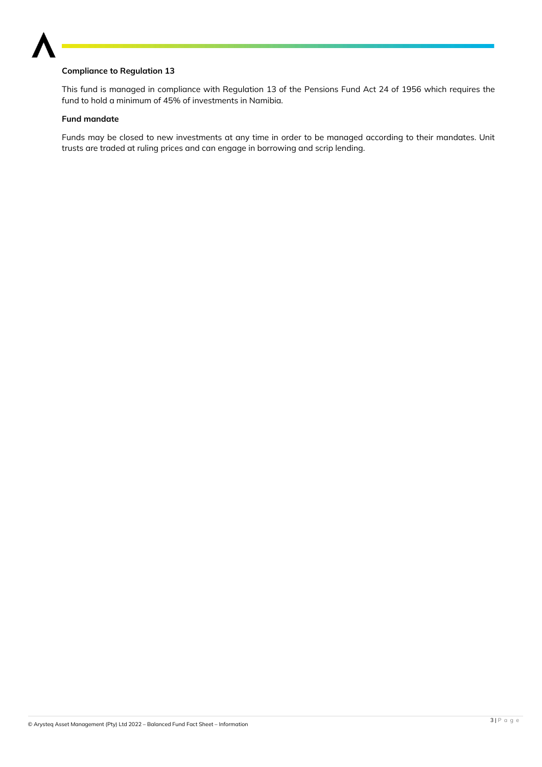**Compliance to Regulation 13**

This fund is managed in compliance with Regulation 13 of the Pensions Fund Act 24 of 1956 which requires the fund to hold a minimum of 45% of investments in Namibia.

**Fund mandate**

Funds may be closed to new investments at any time in order to be managed according to their mandates. Unit trusts are traded at ruling prices and can engage in borrowing and scrip lending.